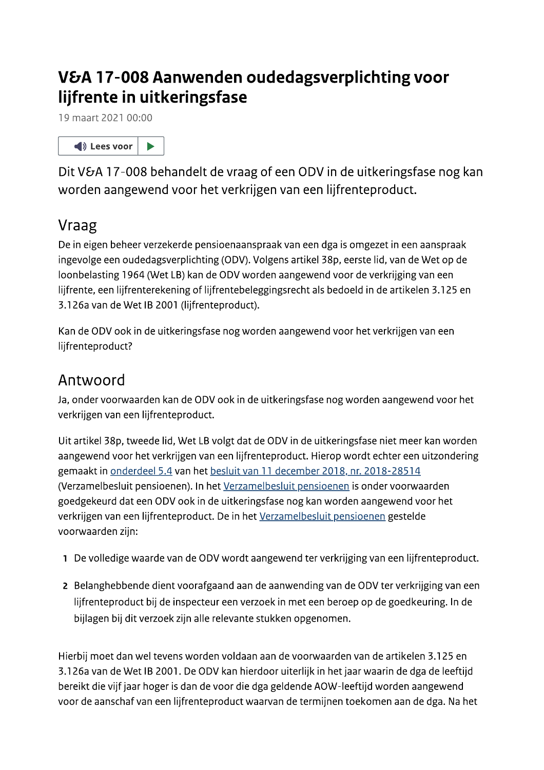# V&A 17-008 Aanwenden oudedagsverplichting voor lijfrente in uitkeringsfase

19 maart 2021 00:00

Lees voor

Dit V&A 17-008 behandelt de vraag of een ODV in de uitkeringsfase nog kan worden aangewend voor het verkrijgen van een lijfrenteproduct.

## Vraag

De in eigen beheer verzekerde pensioenaanspraak van een dga is omgezet in een aanspraak ingevolge een oudedagsverplichting (ODV). Volgens artikel 38p, eerste lid, van de Wet op de loonbelasting 1964 (Wet LB) kan de ODV worden aangewend voor de verkrijging van een lijfrente, een lijfrenterekening of lijfrentebeleggingsrecht als bedoeld in de artikelen 3.125 en 3.126a van de Wet IB 2001 (lijfrenteproduct).

Kan de ODV ook in de uitkeringsfase nog worden aangewend voor het verkrijgen van een lijfrenteproduct?

## Antwoord

Ja, onder voorwaarden kan de ODV ook in de uitkeringsfase nog worden aangewend voor het verkrijgen van een lijfrenteproduct.

Uit artikel 38p, tweede lid, Wet LB volgt dat de ODV in de uitkeringsfase niet meer kan worden aangewend voor het verkrijgen van een lijfrenteproduct. Hierop wordt echter een uitzondering gemaakt in onderdeel 5.4 van het besluit van 11 december 2018, nr. 2018-28514 (Verzamelbesluit pensioenen). In het Verzamelbesluit pensioenen is onder voorwaarden goedgekeurd dat een ODV ook in de uitkeringsfase nog kan worden aangewend voor het verkrijgen van een lijfrenteproduct. De in het Verzamelbesluit pensioenen gestelde voorwaarden zijn:

1. De volledige waarde van de ODV wordt aangewend ter verkrijging van een lijfrenteproduct.
2. Belanghebbende dient voorafgaand aan de aanwending van de ODV ter verkrijging van een lijfrenteproduct bij de inspecteur een verzoek in met een beroep op de goedkeuring. In de bijlagen bij dit verzoek zijn alle relevante stukken opgenomen.

Hierbij moet dan wel tevens worden voldaan aan de voorwaarden van de artikelen 3.125 en 3.126a van de Wet IB 2001. De ODV kan hierdoor uiterlijk in het jaar waarin de dga de leeftijd bereikt die vijf jaar hoger is dan de voor die dga geldende AOW-leeftijd worden aangewend voor de aanschaf van een lijfrenteproduct waarvan de termijnen toekomen aan de dga. Na het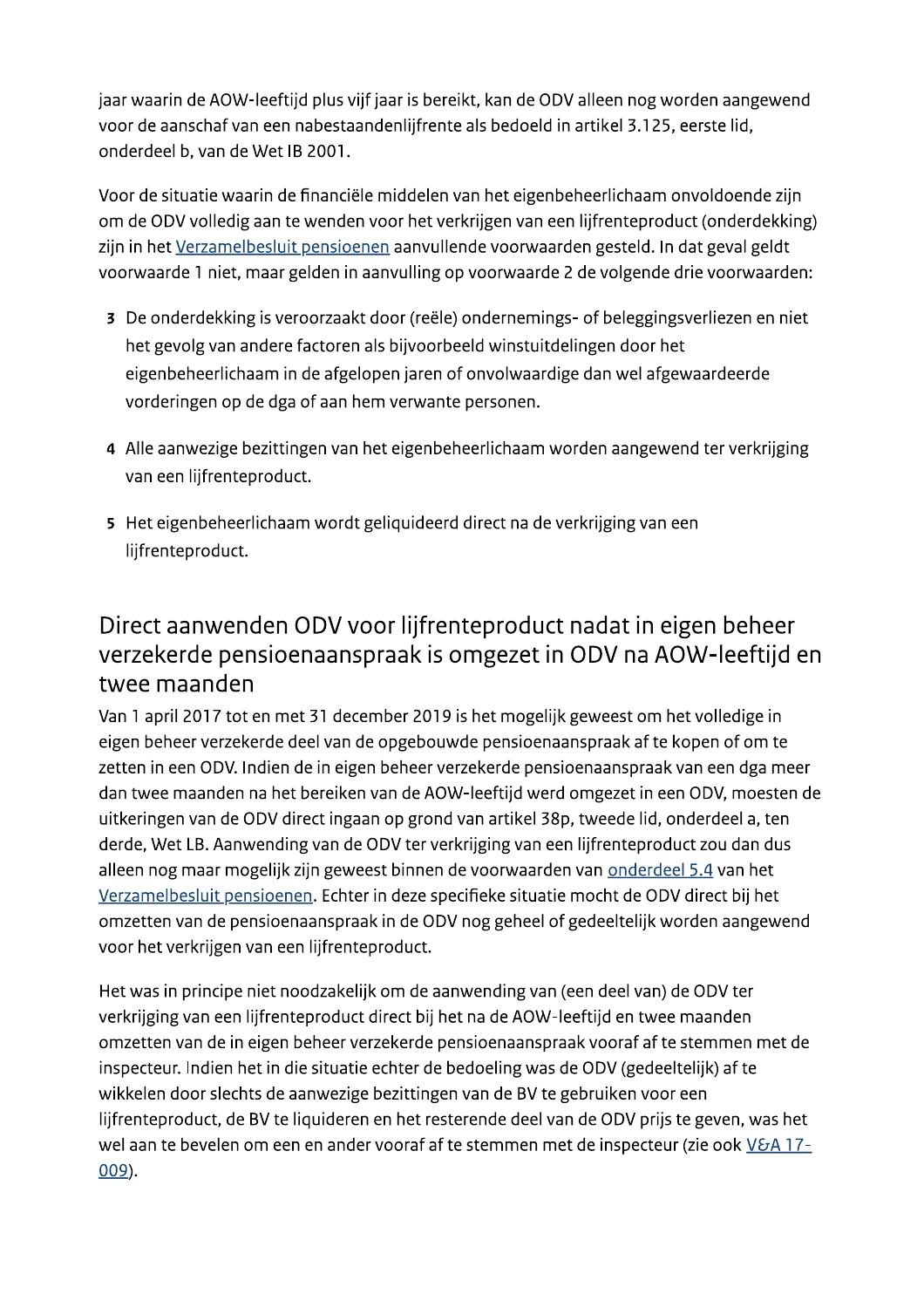jaar waarin de AOW-leeftijd plus vijf jaar is bereikt, kan de ODV alleen nog worden aangewend voor de aanschaf van een nabestaandenlijfrente als bedoeld in artikel 3.125, eerste lid, onderdeel b, van de Wet IB 2001.

Voor de situatie waarin de financiële middelen van het eigenbeheerlichaam onvoldoende zijn om de ODV volledig aan te wenden voor het verkrijgen van een lijfrenteproduct (onderdekking) zijn in het [Verzamelbesluit pensioenen](#) aanvullende voorwaarden gesteld. In dat geval geldt voorwaarde 1 niet, maar gelden in aanvulling op voorwaarde 2 de volgende drie voorwaarden:

3. De onderdekking is veroorzaakt door (reële) ondernemings- of beleggingsverliezen en niet het gevolg van andere factoren als bijvoorbeeld winstuitdelingen door het eigenbeheerlichaam in de afgelopen jaren of onvolwaardige dan wel afgewaardeerde vorderingen op de dga of aan hem verwante personen.
4. Alle aanwezige bezittingen van het eigenbeheerlichaam worden aangewend ter verkrijging van een lijfrenteproduct.
5. Het eigenbeheerlichaam wordt geliquideerd direct na de verkrijging van een lijfrenteproduct.

## Direct aanwenden ODV voor lijfrenteproduct nadat in eigen beheer verzekerde pensioenaanspraak is omgezet in ODV na AOW-leeftijd en twee maanden

Van 1 april 2017 tot en met 31 december 2019 is het mogelijk geweest om het volledige in eigen beheer verzekerde deel van de opgebouwde pensioenaanspraak af te kopen of om te zetten in een ODV. Indien de in eigen beheer verzekerde pensioenaanspraak van een dga meer dan twee maanden na het bereiken van de AOW-leeftijd werd omgezet in een ODV, moesten de uitkeringen van de ODV direct ingaan op grond van artikel 38p, tweede lid, onderdeel a, ten derde, Wet LB. Aanwending van de ODV ter verkrijging van een lijfrenteproduct zou dan dus alleen nog maar mogelijk zijn geweest binnen de voorwaarden van [onderdeel 5.4](#) van het [Verzamelbesluit pensioenen](#). Echter in deze specifieke situatie mocht de ODV direct bij het omzetten van de pensioenaanspraak in de ODV nog geheel of gedeeltelijk worden aangewend voor het verkrijgen van een lijfrenteproduct.

Het was in principe niet noodzakelijk om de aanwending van (een deel van) de ODV ter verkrijging van een lijfrenteproduct direct bij het na de AOW-leeftijd en twee maanden omzetten van de in eigen beheer verzekerde pensioenaanspraak vooraf af te stemmen met de inspecteur. Indien het in die situatie echter de bedoeling was de ODV (gedeeltelijk) af te wikkelen door slechts de aanwezige bezittingen van de BV te gebruiken voor een lijfrenteproduct, de BV te liquideren en het resterende deel van de ODV prijs te geven, was het wel aan te bevelen om een en ander vooraf af te stemmen met de inspecteur (zie ook [V&A 17-009](#)).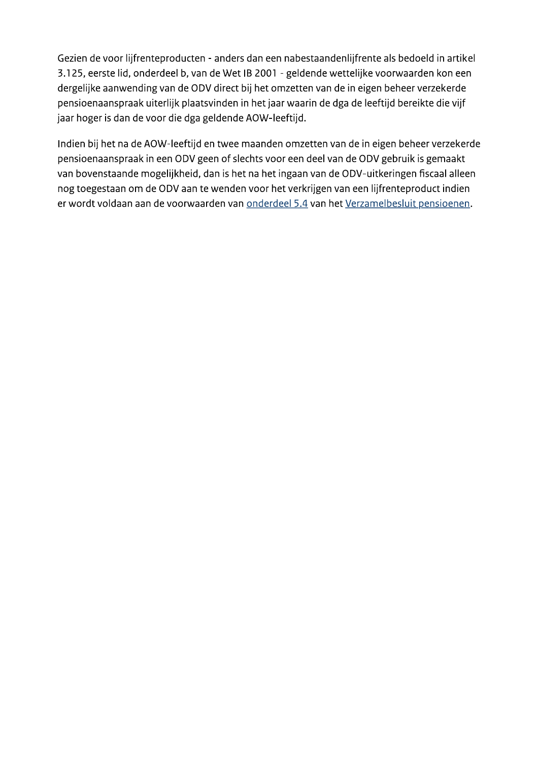Gezien de voor lijfrenteproducten - anders dan een nabestaandenlijfrente als bedoeld in artikel 3.125, eerste lid, onderdeel b, van de Wet IB 2001 - geldende wettelijke voorwaarden kon een dergelijke aanwending van de ODV direct bij het omzetten van de in eigen beheer verzekerde pensioenaanspraak uiterlijk plaatsvinden in het jaar waarin de dga de leeftijd bereikte die vijf jaar hoger is dan de voor die dga geldende AOW-leeftijd.

Indien bij het na de AOW-leeftijd en twee maanden omzetten van de in eigen beheer verzekerde pensioenaanspraak in een ODV geen of slechts voor een deel van de ODV gebruik is gemaakt van bovenstaande mogelijkheid, dan is het na het ingaan van de ODV-uitkeringen fiscaal alleen nog toegestaan om de ODV aan te wenden voor het verkrijgen van een lijfrenteproduct indien er wordt voldaan aan de voorwaarden van onderdeel 5.4 van het Verzamelbesluit pensioenen.